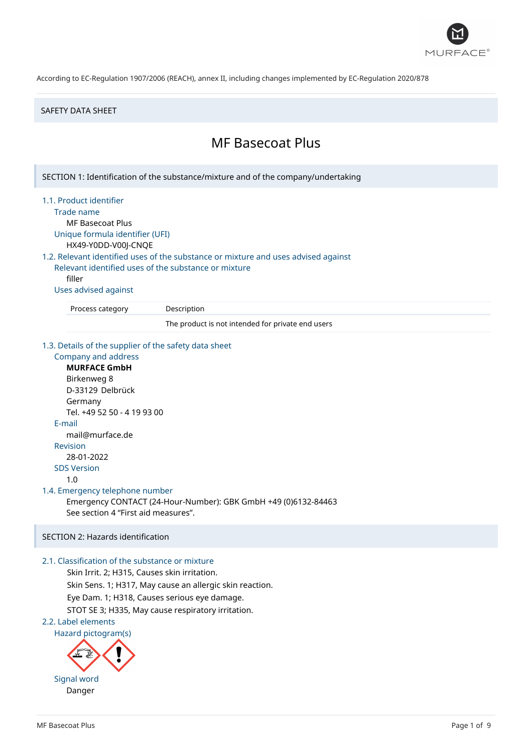According to EC-Regulation 1907/2006 (REACH), annex II, including changes implemented by EC-Regulation 2020/878

SAFETY DATA SHEET

# MF Basecoat Plus

## SECTION 1: Identification of the substance/mixture and of the company/undertaking

### 1.1. Product identifier

Trade name

MF Basecoat Plus

Unique formula identifier (UFI)

HX49-Y0DD-V00J-CNQE

### 1.2. Relevant identified uses of the substance or mixture and uses advised against

Relevant identified uses of the substance or mixture

filler

Uses advised against

| Process category | Description |
|---|---|
| | The product is not intended for private end users |

### 1.3. Details of the supplier of the safety data sheet

Company and address

**MURFACE GmbH**
Birkenweg 8
D-33129 Delbrück
Germany
Tel. +49 52 50 - 4 19 93 00

E-mail

mail@murface.de

Revision

28-01-2022

SDS Version

1.0

### 1.4. Emergency telephone number

Emergency CONTACT (24-Hour-Number): GBK GmbH +49 (0)6132-84463
See section 4 "First aid measures".

## SECTION 2: Hazards identification

### 2.1. Classification of the substance or mixture

Skin Irrit. 2; H315, Causes skin irritation.
Skin Sens. 1; H317, May cause an allergic skin reaction.
Eye Dam. 1; H318, Causes serious eye damage.
STOT SE 3; H335, May cause respiratory irritation.

### 2.2. Label elements

Hazard pictogram(s)

Signal word

Danger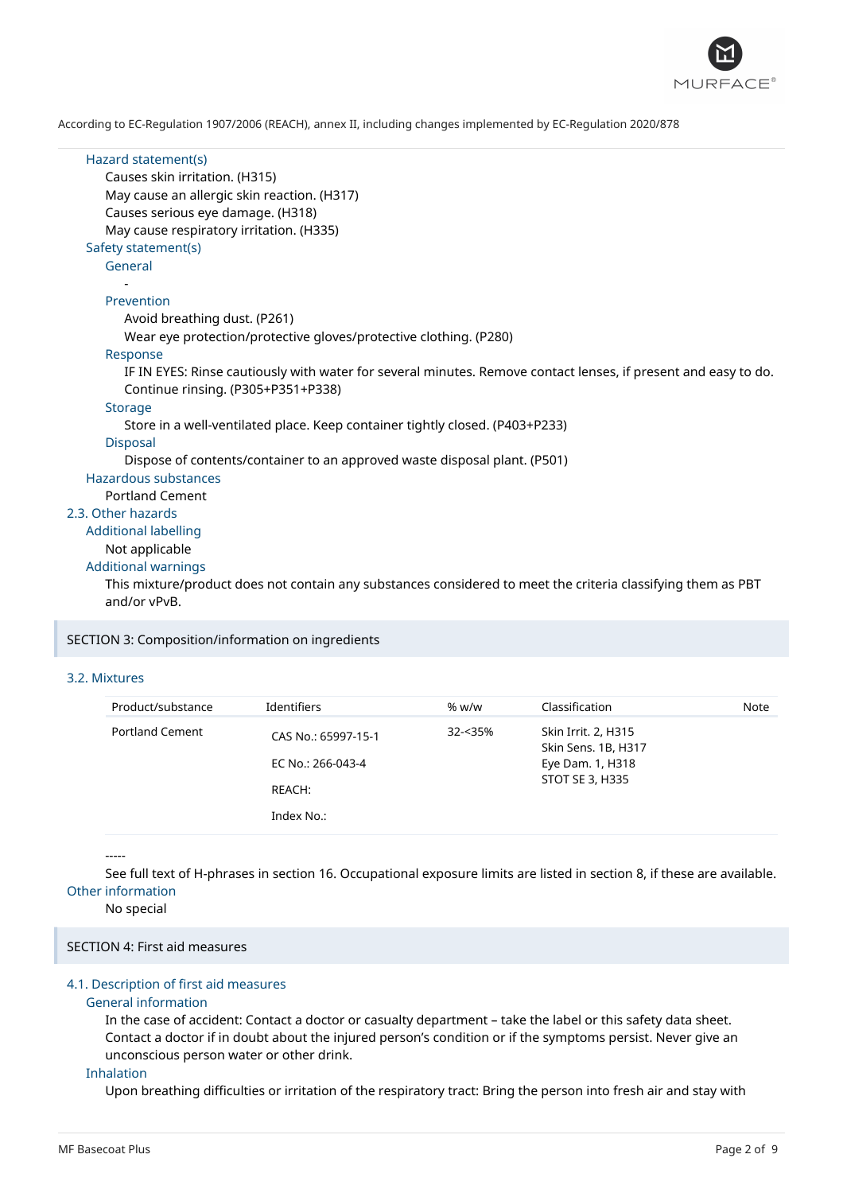### Hazard statement(s)

Causes skin irritation. (H315)
May cause an allergic skin reaction. (H317)
Causes serious eye damage. (H318)
May cause respiratory irritation. (H335)

### Safety statement(s)

#### General

-

#### Prevention

Avoid breathing dust. (P261)
Wear eye protection/protective gloves/protective clothing. (P280)

#### Response

IF IN EYES: Rinse cautiously with water for several minutes. Remove contact lenses, if present and easy to do. Continue rinsing. (P305+P351+P338)

#### Storage

Store in a well-ventilated place. Keep container tightly closed. (P403+P233)

#### Disposal

Dispose of contents/container to an approved waste disposal plant. (P501)

### Hazardous substances

Portland Cement

## 2.3. Other hazards

### Additional labelling

Not applicable

### Additional warnings

This mixture/product does not contain any substances considered to meet the criteria classifying them as PBT and/or vPvB.

# SECTION 3: Composition/information on ingredients

## 3.2. Mixtures

| Product/substance | Identifiers | % w/w | Classification | Note |
|---|---|---|---|---|
| Portland Cement | CAS No.: 65997-15-1<br>EC No.: 266-043-4<br>REACH:<br>Index No.: | 32-<35% | Skin Irrit. 2, H315<br>Skin Sens. 1B, H317<br>Eye Dam. 1, H318<br>STOT SE 3, H335 | |

-----

See full text of H-phrases in section 16. Occupational exposure limits are listed in section 8, if these are available.

### Other information

No special

# SECTION 4: First aid measures

## 4.1. Description of first aid measures

### General information

In the case of accident: Contact a doctor or casualty department – take the label or this safety data sheet. Contact a doctor if in doubt about the injured person's condition or if the symptoms persist. Never give an unconscious person water or other drink.

### Inhalation

Upon breathing difficulties or irritation of the respiratory tract: Bring the person into fresh air and stay with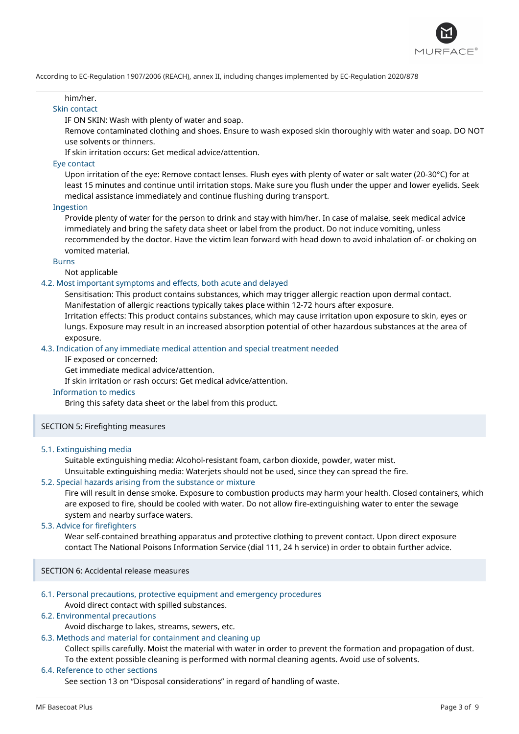him/her.

### Skin contact

IF ON SKIN: Wash with plenty of water and soap.

Remove contaminated clothing and shoes. Ensure to wash exposed skin thoroughly with water and soap. DO NOT use solvents or thinners.

If skin irritation occurs: Get medical advice/attention.

### Eye contact

Upon irritation of the eye: Remove contact lenses. Flush eyes with plenty of water or salt water (20-30°C) for at least 15 minutes and continue until irritation stops. Make sure you flush under the upper and lower eyelids. Seek medical assistance immediately and continue flushing during transport.

### Ingestion

Provide plenty of water for the person to drink and stay with him/her. In case of malaise, seek medical advice immediately and bring the safety data sheet or label from the product. Do not induce vomiting, unless recommended by the doctor. Have the victim lean forward with head down to avoid inhalation of- or choking on vomited material.

### Burns

Not applicable

### 4.2. Most important symptoms and effects, both acute and delayed

Sensitisation: This product contains substances, which may trigger allergic reaction upon dermal contact. Manifestation of allergic reactions typically takes place within 12-72 hours after exposure.

Irritation effects: This product contains substances, which may cause irritation upon exposure to skin, eyes or lungs. Exposure may result in an increased absorption potential of other hazardous substances at the area of exposure.

### 4.3. Indication of any immediate medical attention and special treatment needed

IF exposed or concerned:

Get immediate medical advice/attention.

If skin irritation or rash occurs: Get medical advice/attention.

### Information to medics

Bring this safety data sheet or the label from this product.

## SECTION 5: Firefighting measures

### 5.1. Extinguishing media

Suitable extinguishing media: Alcohol-resistant foam, carbon dioxide, powder, water mist.

Unsuitable extinguishing media: Waterjets should not be used, since they can spread the fire.

### 5.2. Special hazards arising from the substance or mixture

Fire will result in dense smoke. Exposure to combustion products may harm your health. Closed containers, which are exposed to fire, should be cooled with water. Do not allow fire-extinguishing water to enter the sewage system and nearby surface waters.

### 5.3. Advice for firefighters

Wear self-contained breathing apparatus and protective clothing to prevent contact. Upon direct exposure contact The National Poisons Information Service (dial 111, 24 h service) in order to obtain further advice.

## SECTION 6: Accidental release measures

### 6.1. Personal precautions, protective equipment and emergency procedures

Avoid direct contact with spilled substances.

### 6.2. Environmental precautions

Avoid discharge to lakes, streams, sewers, etc.

### 6.3. Methods and material for containment and cleaning up

Collect spills carefully. Moist the material with water in order to prevent the formation and propagation of dust. To the extent possible cleaning is performed with normal cleaning agents. Avoid use of solvents.

### 6.4. Reference to other sections

See section 13 on "Disposal considerations" in regard of handling of waste.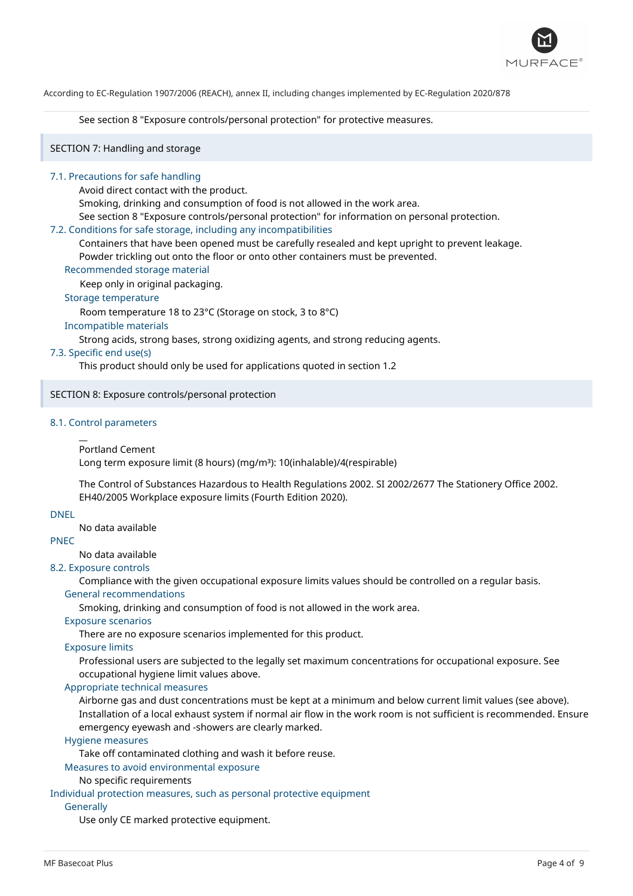See section 8 "Exposure controls/personal protection" for protective measures.

## SECTION 7: Handling and storage

### 7.1. Precautions for safe handling

Avoid direct contact with the product.
Smoking, drinking and consumption of food is not allowed in the work area.
See section 8 "Exposure controls/personal protection" for information on personal protection.

### 7.2. Conditions for safe storage, including any incompatibilities

Containers that have been opened must be carefully resealed and kept upright to prevent leakage.
Powder trickling out onto the floor or onto other containers must be prevented.

#### Recommended storage material

Keep only in original packaging.

#### Storage temperature

Room temperature 18 to 23°C (Storage on stock, 3 to 8°C)

#### Incompatible materials

Strong acids, strong bases, strong oxidizing agents, and strong reducing agents.

### 7.3. Specific end use(s)

This product should only be used for applications quoted in section 1.2

## SECTION 8: Exposure controls/personal protection

### 8.1. Control parameters

—
Portland Cement
Long term exposure limit (8 hours) (mg/m³): 10(inhalable)/4(respirable)

The Control of Substances Hazardous to Health Regulations 2002. SI 2002/2677 The Stationery Office 2002. EH40/2005 Workplace exposure limits (Fourth Edition 2020).

#### DNEL

No data available

#### PNEC

No data available

### 8.2. Exposure controls

Compliance with the given occupational exposure limits values should be controlled on a regular basis.

#### General recommendations

Smoking, drinking and consumption of food is not allowed in the work area.

#### Exposure scenarios

There are no exposure scenarios implemented for this product.

#### Exposure limits

Professional users are subjected to the legally set maximum concentrations for occupational exposure. See occupational hygiene limit values above.

#### Appropriate technical measures

Airborne gas and dust concentrations must be kept at a minimum and below current limit values (see above). Installation of a local exhaust system if normal air flow in the work room is not sufficient is recommended. Ensure emergency eyewash and -showers are clearly marked.

#### Hygiene measures

Take off contaminated clothing and wash it before reuse.

#### Measures to avoid environmental exposure

No specific requirements

### Individual protection measures, such as personal protective equipment

#### Generally

Use only CE marked protective equipment.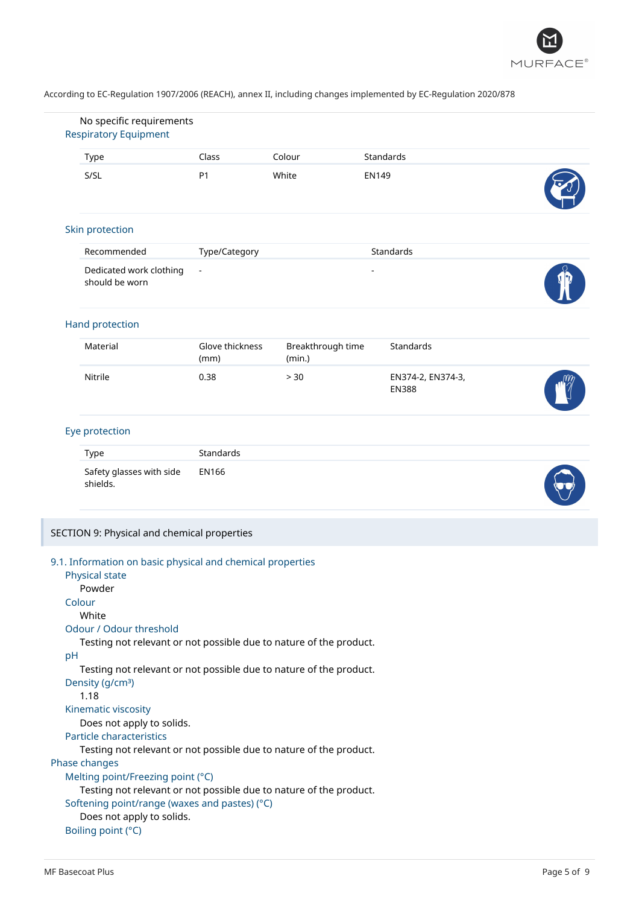According to EC-Regulation 1907/2006 (REACH), annex II, including changes implemented by EC-Regulation 2020/878

No specific requirements

### Respiratory Equipment

| Type | Class | Colour | Standards |
|---|---|---|---|
| S/SL | P1 | White | EN149 |

### Skin protection

| Recommended | Type/Category | Standards |
|---|---|---|
| Dedicated work clothing should be worn | - | - |

### Hand protection

| Material | Glove thickness (mm) | Breakthrough time (min.) | Standards |
|---|---|---|---|
| Nitrile | 0.38 | > 30 | EN374-2, EN374-3, EN388 |

### Eye protection

| Type | Standards |
|---|---|
| Safety glasses with side shields. | EN166 |

## SECTION 9: Physical and chemical properties

### 9.1. Information on basic physical and chemical properties

**Physical state**

Powder

**Colour**

White

**Odour / Odour threshold**

Testing not relevant or not possible due to nature of the product.

**pH**

Testing not relevant or not possible due to nature of the product.

**Density (g/cm³)**

1.18

**Kinematic viscosity**

Does not apply to solids.

**Particle characteristics**

Testing not relevant or not possible due to nature of the product.

**Phase changes**

**Melting point/Freezing point (°C)**

Testing not relevant or not possible due to nature of the product.

**Softening point/range (waxes and pastes) (°C)**

Does not apply to solids.

**Boiling point (°C)**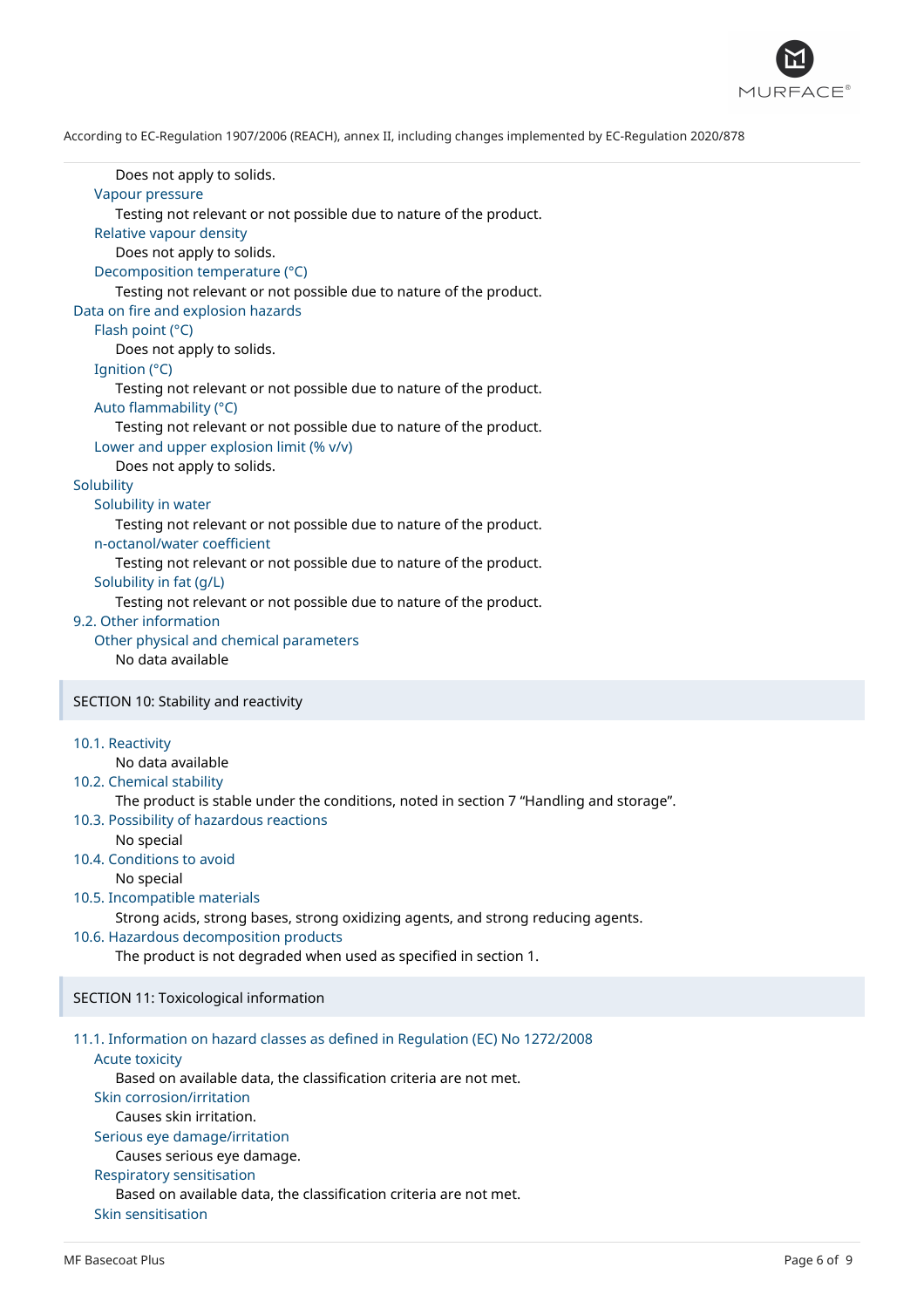Does not apply to solids.

Vapour pressure

Testing not relevant or not possible due to nature of the product.

Relative vapour density

Does not apply to solids.

Decomposition temperature (°C)

Testing not relevant or not possible due to nature of the product.

Data on fire and explosion hazards

Flash point (°C)

Does not apply to solids.

Ignition (°C)

Testing not relevant or not possible due to nature of the product.

Auto flammability (°C)

Testing not relevant or not possible due to nature of the product.

Lower and upper explosion limit (% v/v)

Does not apply to solids.

Solubility

Solubility in water

Testing not relevant or not possible due to nature of the product.

n-octanol/water coefficient

Testing not relevant or not possible due to nature of the product.

Solubility in fat (g/L)

Testing not relevant or not possible due to nature of the product.

### 9.2. Other information

Other physical and chemical parameters

No data available

## SECTION 10: Stability and reactivity

### 10.1. Reactivity

No data available

### 10.2. Chemical stability

The product is stable under the conditions, noted in section 7 “Handling and storage”.

### 10.3. Possibility of hazardous reactions

No special

### 10.4. Conditions to avoid

No special

### 10.5. Incompatible materials

Strong acids, strong bases, strong oxidizing agents, and strong reducing agents.

### 10.6. Hazardous decomposition products

The product is not degraded when used as specified in section 1.

## SECTION 11: Toxicological information

### 11.1. Information on hazard classes as defined in Regulation (EC) No 1272/2008

Acute toxicity

Based on available data, the classification criteria are not met.

Skin corrosion/irritation

Causes skin irritation.

Serious eye damage/irritation

Causes serious eye damage.

Respiratory sensitisation

Based on available data, the classification criteria are not met.

Skin sensitisation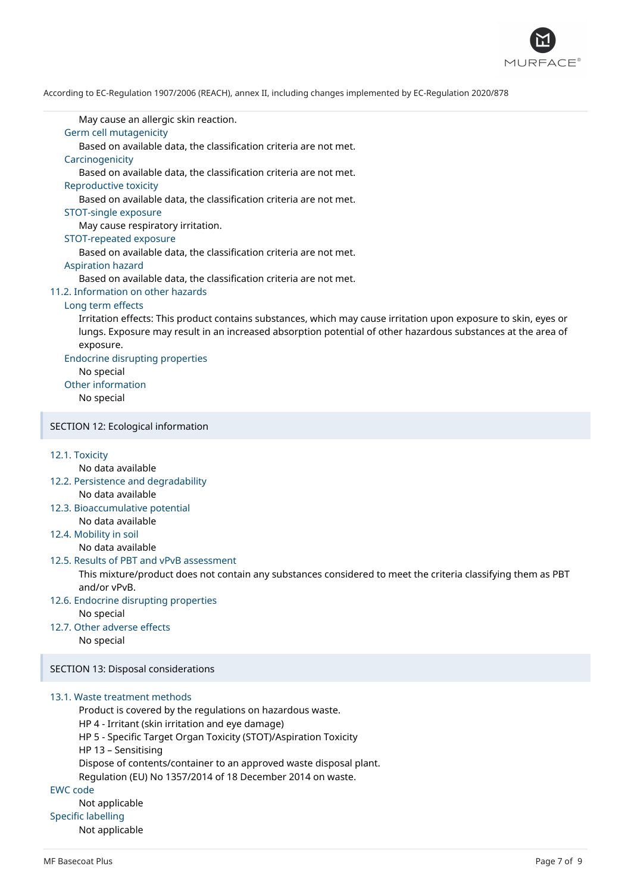May cause an allergic skin reaction.

#### Germ cell mutagenicity

Based on available data, the classification criteria are not met.

#### Carcinogenicity

Based on available data, the classification criteria are not met.

#### Reproductive toxicity

Based on available data, the classification criteria are not met.

#### STOT-single exposure

May cause respiratory irritation.

#### STOT-repeated exposure

Based on available data, the classification criteria are not met.

#### Aspiration hazard

Based on available data, the classification criteria are not met.

### 11.2. Information on other hazards

#### Long term effects

Irritation effects: This product contains substances, which may cause irritation upon exposure to skin, eyes or lungs. Exposure may result in an increased absorption potential of other hazardous substances at the area of exposure.

#### Endocrine disrupting properties

No special

#### Other information

No special

## SECTION 12: Ecological information

### 12.1. Toxicity

No data available

### 12.2. Persistence and degradability

No data available

### 12.3. Bioaccumulative potential

No data available

### 12.4. Mobility in soil

No data available

### 12.5. Results of PBT and vPvB assessment

This mixture/product does not contain any substances considered to meet the criteria classifying them as PBT and/or vPvB.

### 12.6. Endocrine disrupting properties

No special

### 12.7. Other adverse effects

No special

## SECTION 13: Disposal considerations

### 13.1. Waste treatment methods

Product is covered by the regulations on hazardous waste.
HP 4 - Irritant (skin irritation and eye damage)
HP 5 - Specific Target Organ Toxicity (STOT)/Aspiration Toxicity
HP 13 – Sensitising
Dispose of contents/container to an approved waste disposal plant.
Regulation (EU) No 1357/2014 of 18 December 2014 on waste.

### EWC code

Not applicable

### Specific labelling

Not applicable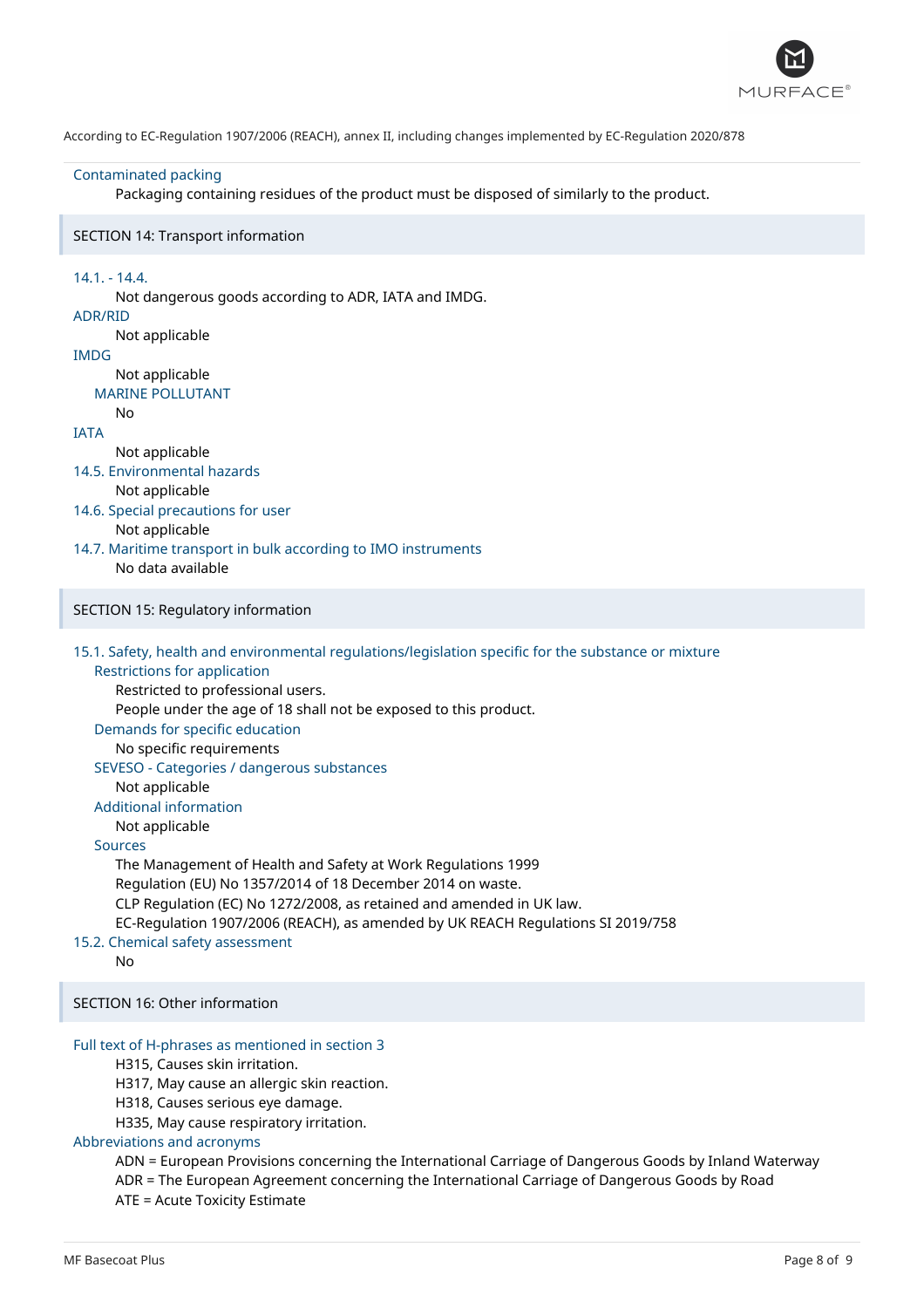According to EC-Regulation 1907/2006 (REACH), annex II, including changes implemented by EC-Regulation 2020/878

### Contaminated packing

Packaging containing residues of the product must be disposed of similarly to the product.

## SECTION 14: Transport information

### 14.1. - 14.4.

Not dangerous goods according to ADR, IATA and IMDG.

### ADR/RID

Not applicable

### IMDG

Not applicable

#### MARINE POLLUTANT

No

### IATA

Not applicable

### 14.5. Environmental hazards

Not applicable

### 14.6. Special precautions for user

Not applicable

### 14.7. Maritime transport in bulk according to IMO instruments

No data available

## SECTION 15: Regulatory information

### 15.1. Safety, health and environmental regulations/legislation specific for the substance or mixture

#### Restrictions for application

Restricted to professional users.
People under the age of 18 shall not be exposed to this product.

#### Demands for specific education

No specific requirements

#### SEVESO - Categories / dangerous substances

Not applicable

#### Additional information

Not applicable

#### Sources

The Management of Health and Safety at Work Regulations 1999
Regulation (EU) No 1357/2014 of 18 December 2014 on waste.
CLP Regulation (EC) No 1272/2008, as retained and amended in UK law.
EC-Regulation 1907/2006 (REACH), as amended by UK REACH Regulations SI 2019/758

### 15.2. Chemical safety assessment

No

## SECTION 16: Other information

### Full text of H-phrases as mentioned in section 3

H315, Causes skin irritation.
H317, May cause an allergic skin reaction.
H318, Causes serious eye damage.
H335, May cause respiratory irritation.

### Abbreviations and acronyms

ADN = European Provisions concerning the International Carriage of Dangerous Goods by Inland Waterway
ADR = The European Agreement concerning the International Carriage of Dangerous Goods by Road
ATE = Acute Toxicity Estimate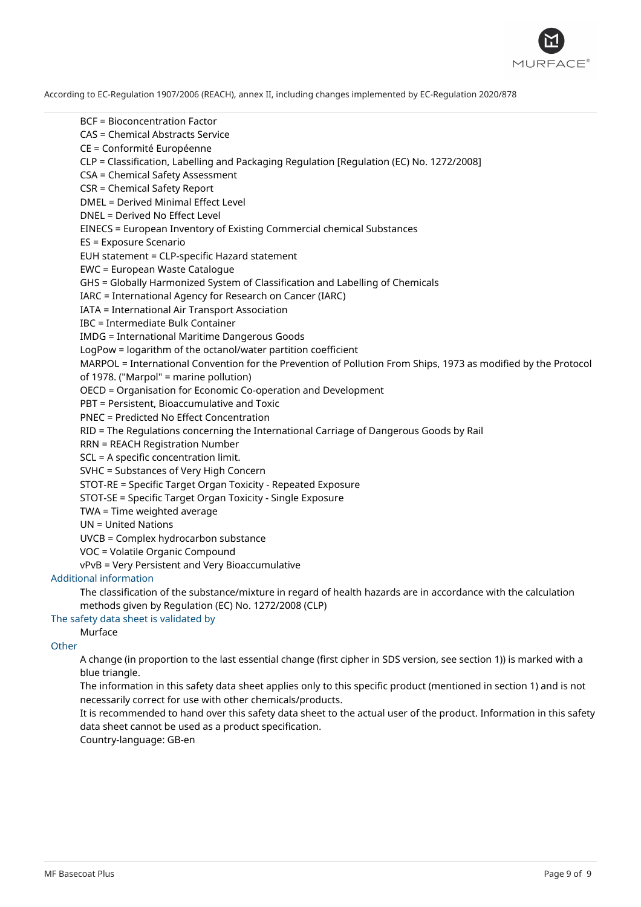BCF = Bioconcentration Factor
CAS = Chemical Abstracts Service
CE = Conformité Européenne
CLP = Classification, Labelling and Packaging Regulation [Regulation (EC) No. 1272/2008]
CSA = Chemical Safety Assessment
CSR = Chemical Safety Report
DMEL = Derived Minimal Effect Level
DNEL = Derived No Effect Level
EINECS = European Inventory of Existing Commercial chemical Substances
ES = Exposure Scenario
EUH statement = CLP-specific Hazard statement
EWC = European Waste Catalogue
GHS = Globally Harmonized System of Classification and Labelling of Chemicals
IARC = International Agency for Research on Cancer (IARC)
IATA = International Air Transport Association
IBC = Intermediate Bulk Container
IMDG = International Maritime Dangerous Goods
LogPow = logarithm of the octanol/water partition coefficient
MARPOL = International Convention for the Prevention of Pollution From Ships, 1973 as modified by the Protocol of 1978. ("Marpol" = marine pollution)
OECD = Organisation for Economic Co-operation and Development
PBT = Persistent, Bioaccumulative and Toxic
PNEC = Predicted No Effect Concentration
RID = The Regulations concerning the International Carriage of Dangerous Goods by Rail
RRN = REACH Registration Number
SCL = A specific concentration limit.
SVHC = Substances of Very High Concern
STOT-RE = Specific Target Organ Toxicity - Repeated Exposure
STOT-SE = Specific Target Organ Toxicity - Single Exposure
TWA = Time weighted average
UN = United Nations
UVCB = Complex hydrocarbon substance
VOC = Volatile Organic Compound
vPvB = Very Persistent and Very Bioaccumulative

### Additional information

The classification of the substance/mixture in regard of health hazards are in accordance with the calculation methods given by Regulation (EC) No. 1272/2008 (CLP)

### The safety data sheet is validated by

Murface

### Other

A change (in proportion to the last essential change (first cipher in SDS version, see section 1)) is marked with a blue triangle.
The information in this safety data sheet applies only to this specific product (mentioned in section 1) and is not necessarily correct for use with other chemicals/products.
It is recommended to hand over this safety data sheet to the actual user of the product. Information in this safety data sheet cannot be used as a product specification.
Country-language: GB-en